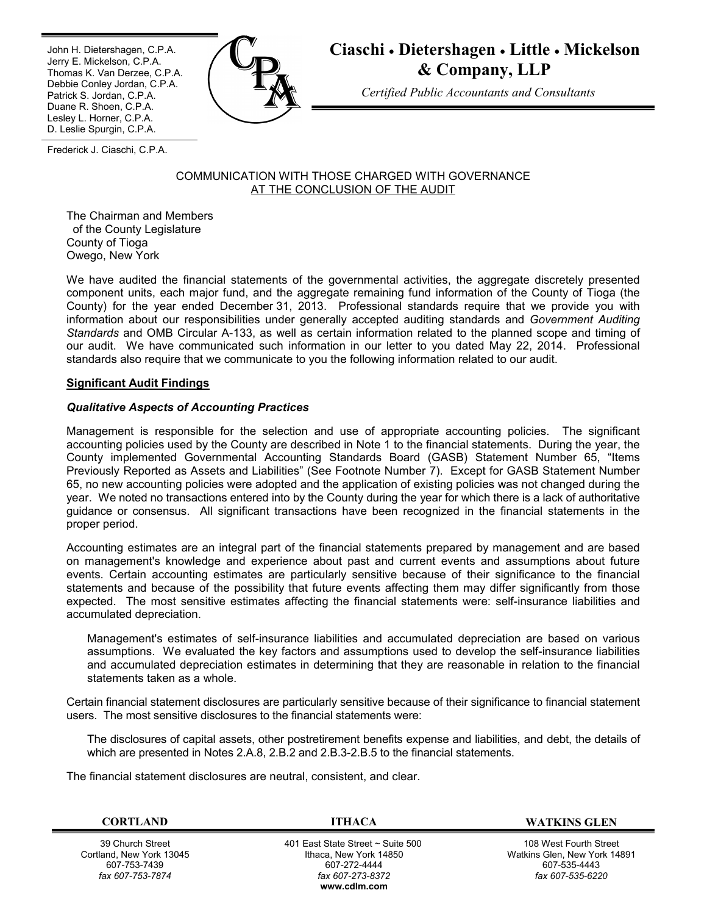John H. Dietershagen, C.P.A.
Jerry E. Mickelson, C.P.A.
Thomas K. Van Derzee, C.P.A.
Debbie Conley Jordan, C.P.A.
Patrick S. Jordan, C.P.A.
Duane R. Shoen, C.P.A.
Lesley L. Horner, C.P.A.
D. Leslie Spurgin, C.P.A.

Frederick J. Ciaschi, C.P.A.

**Ciaschi • Dietershagen • Little • Mickelson & Company, LLP**

*Certified Public Accountants and Consultants*

COMMUNICATION WITH THOSE CHARGED WITH GOVERNANCE
AT THE CONCLUSION OF THE AUDIT

The Chairman and Members
of the County Legislature
County of Tioga
Owego, New York

We have audited the financial statements of the governmental activities, the aggregate discretely presented component units, each major fund, and the aggregate remaining fund information of the County of Tioga (the County) for the year ended December 31, 2013. Professional standards require that we provide you with information about our responsibilities under generally accepted auditing standards and *Government Auditing Standards* and OMB Circular A-133, as well as certain information related to the planned scope and timing of our audit. We have communicated such information in our letter to you dated May 22, 2014. Professional standards also require that we communicate to you the following information related to our audit.

**Significant Audit Findings**

***Qualitative Aspects of Accounting Practices***

Management is responsible for the selection and use of appropriate accounting policies. The significant accounting policies used by the County are described in Note 1 to the financial statements. During the year, the County implemented Governmental Accounting Standards Board (GASB) Statement Number 65, "Items Previously Reported as Assets and Liabilities" (See Footnote Number 7). Except for GASB Statement Number 65, no new accounting policies were adopted and the application of existing policies was not changed during the year. We noted no transactions entered into by the County during the year for which there is a lack of authoritative guidance or consensus. All significant transactions have been recognized in the financial statements in the proper period.

Accounting estimates are an integral part of the financial statements prepared by management and are based on management's knowledge and experience about past and current events and assumptions about future events. Certain accounting estimates are particularly sensitive because of their significance to the financial statements and because of the possibility that future events affecting them may differ significantly from those expected. The most sensitive estimates affecting the financial statements were: self-insurance liabilities and accumulated depreciation.

Management's estimates of self-insurance liabilities and accumulated depreciation are based on various assumptions. We evaluated the key factors and assumptions used to develop the self-insurance liabilities and accumulated depreciation estimates in determining that they are reasonable in relation to the financial statements taken as a whole.

Certain financial statement disclosures are particularly sensitive because of their significance to financial statement users. The most sensitive disclosures to the financial statements were:

The disclosures of capital assets, other postretirement benefits expense and liabilities, and debt, the details of which are presented in Notes 2.A.8, 2.B.2 and 2.B.3-2.B.5 to the financial statements.

The financial statement disclosures are neutral, consistent, and clear.

| CORTLAND | ITHACA | WATKINS GLEN |
|---|---|---|
| 39 Church Street<br>Cortland, New York 13045<br>607-753-7439<br>*fax 607-753-7874* | 401 East State Street ~ Suite 500<br>Ithaca, New York 14850<br>607-272-4444<br>*fax 607-273-8372*<br>**www.cdlm.com** | 108 West Fourth Street<br>Watkins Glen, New York 14891<br>607-535-4443<br>*fax 607-535-6220* |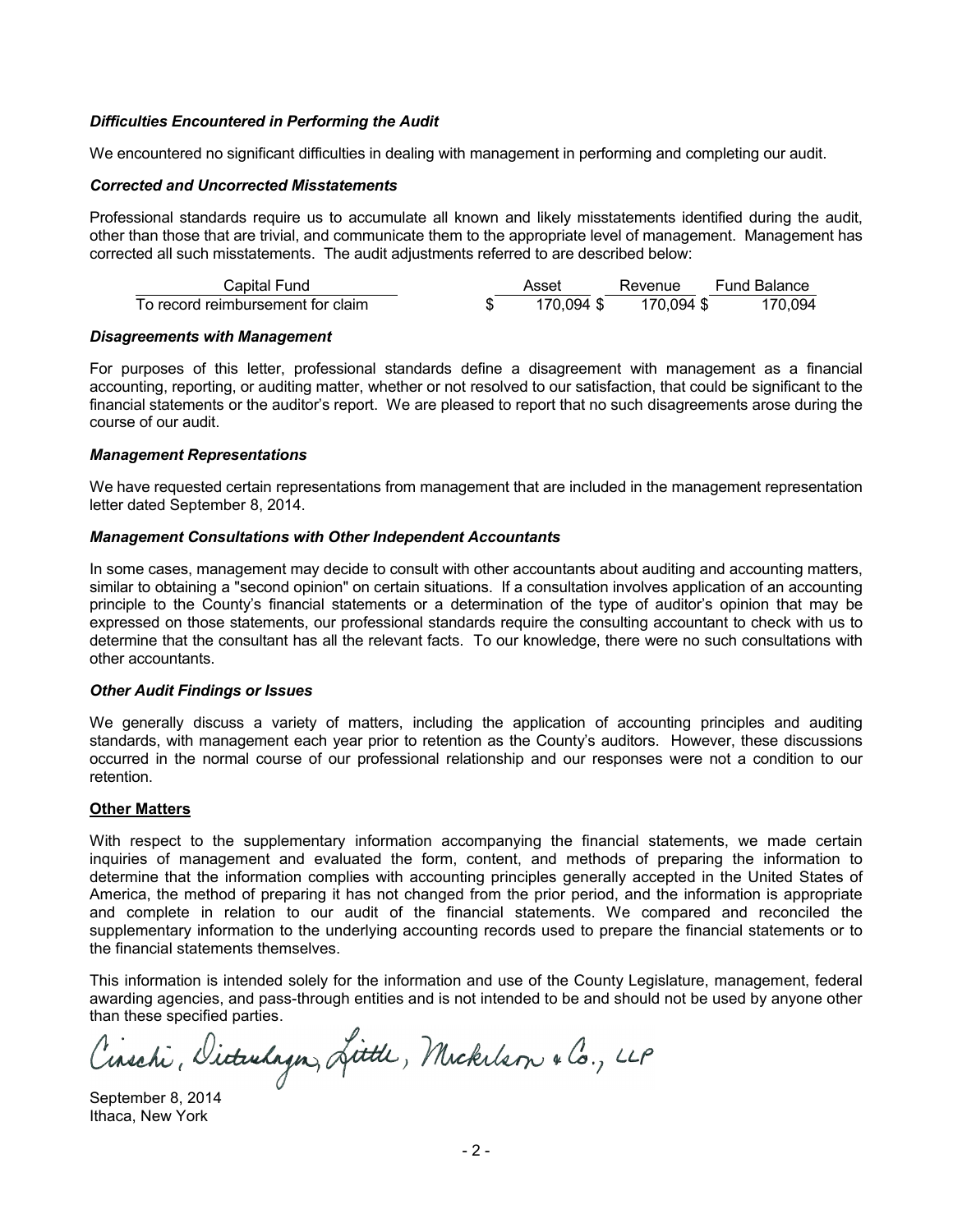***Difficulties Encountered in Performing the Audit***

We encountered no significant difficulties in dealing with management in performing and completing our audit.

***Corrected and Uncorrected Misstatements***

Professional standards require us to accumulate all known and likely misstatements identified during the audit, other than those that are trivial, and communicate them to the appropriate level of management. Management has corrected all such misstatements. The audit adjustments referred to are described below:

| Capital Fund | Asset | Revenue | Fund Balance |
|---|---|---|---|
| To record reimbursement for claim | $ 170,094 $ | 170,094 $ | 170,094 |

***Disagreements with Management***

For purposes of this letter, professional standards define a disagreement with management as a financial accounting, reporting, or auditing matter, whether or not resolved to our satisfaction, that could be significant to the financial statements or the auditor's report. We are pleased to report that no such disagreements arose during the course of our audit.

***Management Representations***

We have requested certain representations from management that are included in the management representation letter dated September 8, 2014.

***Management Consultations with Other Independent Accountants***

In some cases, management may decide to consult with other accountants about auditing and accounting matters, similar to obtaining a "second opinion" on certain situations. If a consultation involves application of an accounting principle to the County's financial statements or a determination of the type of auditor's opinion that may be expressed on those statements, our professional standards require the consulting accountant to check with us to determine that the consultant has all the relevant facts. To our knowledge, there were no such consultations with other accountants.

***Other Audit Findings or Issues***

We generally discuss a variety of matters, including the application of accounting principles and auditing standards, with management each year prior to retention as the County's auditors. However, these discussions occurred in the normal course of our professional relationship and our responses were not a condition to our retention.

**Other Matters**

With respect to the supplementary information accompanying the financial statements, we made certain inquiries of management and evaluated the form, content, and methods of preparing the information to determine that the information complies with accounting principles generally accepted in the United States of America, the method of preparing it has not changed from the prior period, and the information is appropriate and complete in relation to our audit of the financial statements. We compared and reconciled the supplementary information to the underlying accounting records used to prepare the financial statements or to the financial statements themselves.

This information is intended solely for the information and use of the County Legislature, management, federal awarding agencies, and pass-through entities and is not intended to be and should not be used by anyone other than these specified parties.

Ciaschi, Dietershagen, Little, Mickelson & Co., LLP

September 8, 2014
Ithaca, New York